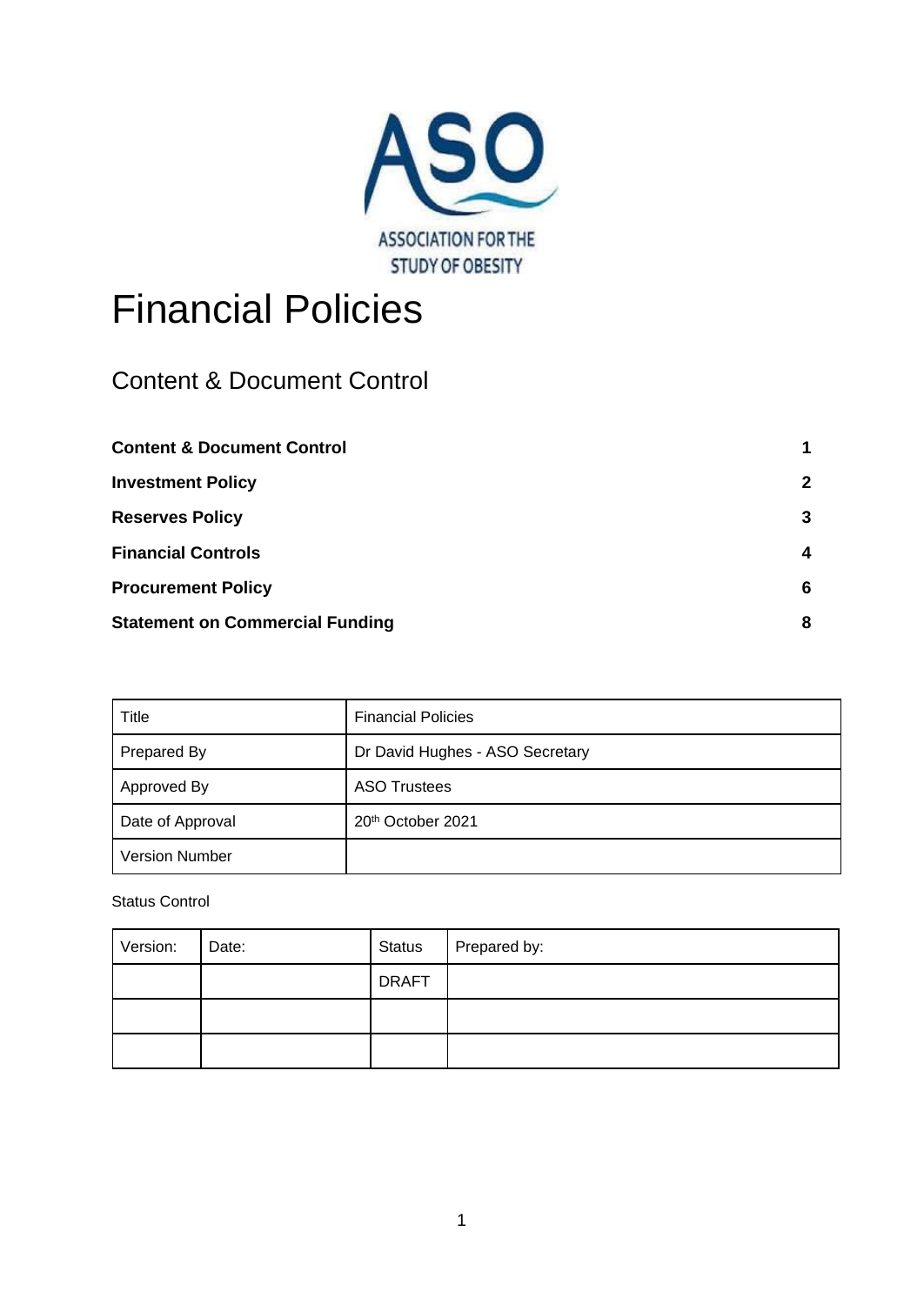ASSOCIATION FOR THE STUDY OF OBESITY

# Financial Policies

## Content & Document Control

| | |
|---|---|
| **Content & Document Control** | **1** |
| **Investment Policy** | **2** |
| **Reserves Policy** | **3** |
| **Financial Controls** | **4** |
| **Procurement Policy** | **6** |
| **Statement on Commercial Funding** | **8** |

| | |
|---|---|
| Title | Financial Policies |
| Prepared By | Dr David Hughes - ASO Secretary |
| Approved By | ASO Trustees |
| Date of Approval | 20th October 2021 |
| Version Number | |

Status Control

| Version: | Date: | Status | Prepared by: |
|---|---|---|---|
| | | DRAFT | |
| | | | |
| | | | |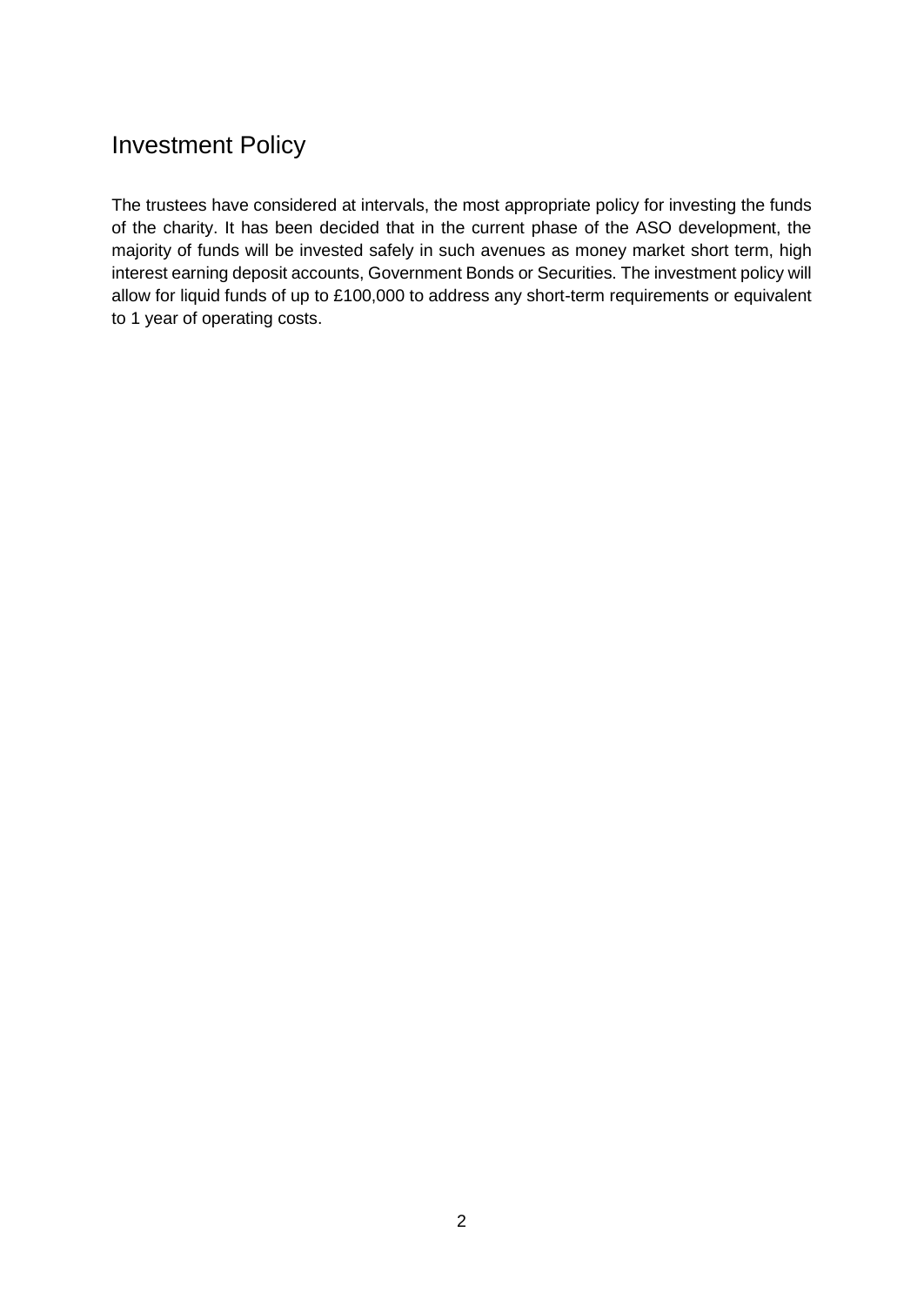## Investment Policy

The trustees have considered at intervals, the most appropriate policy for investing the funds of the charity. It has been decided that in the current phase of the ASO development, the majority of funds will be invested safely in such avenues as money market short term, high interest earning deposit accounts, Government Bonds or Securities. The investment policy will allow for liquid funds of up to £100,000 to address any short-term requirements or equivalent to 1 year of operating costs.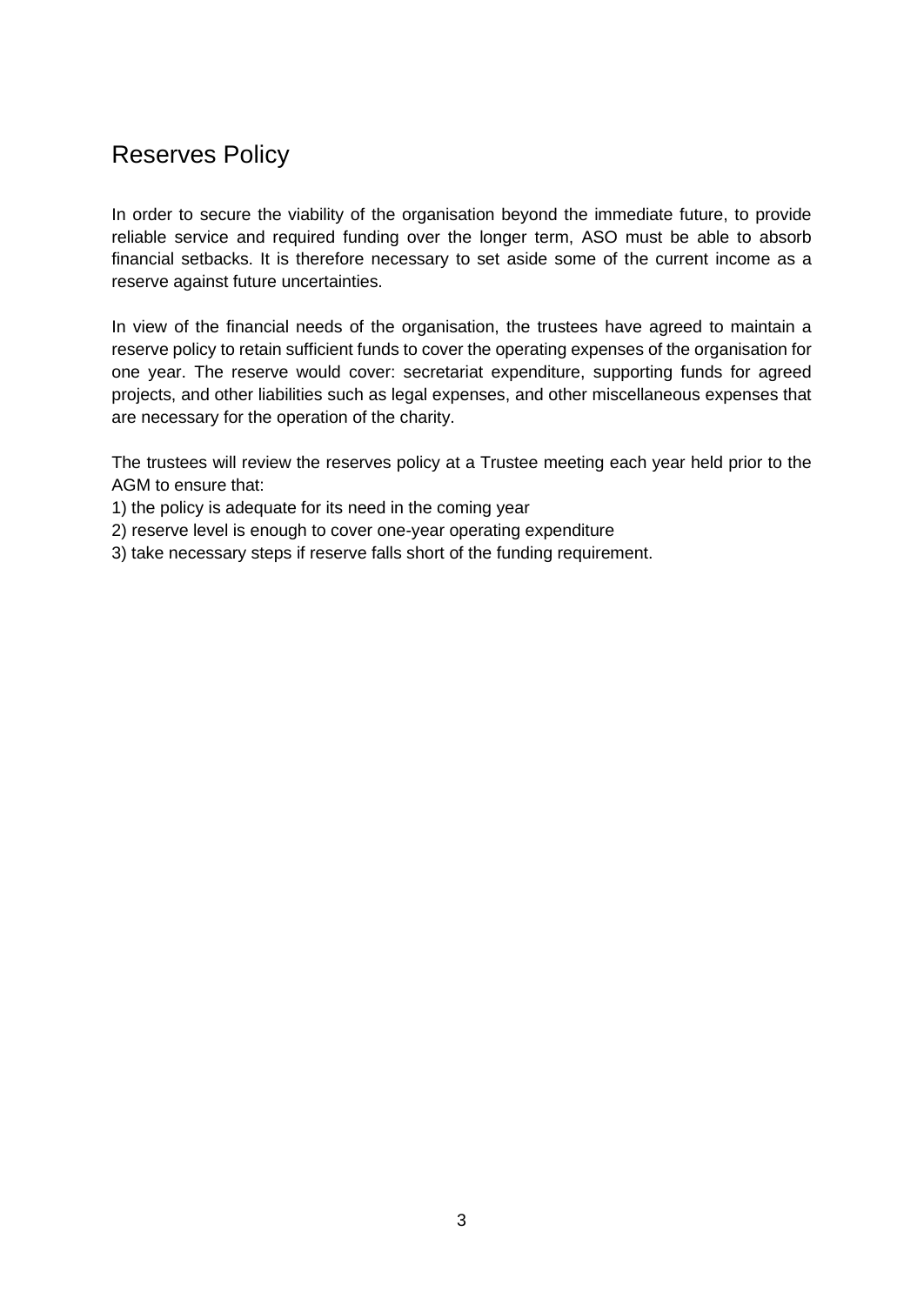## Reserves Policy

In order to secure the viability of the organisation beyond the immediate future, to provide reliable service and required funding over the longer term, ASO must be able to absorb financial setbacks. It is therefore necessary to set aside some of the current income as a reserve against future uncertainties.

In view of the financial needs of the organisation, the trustees have agreed to maintain a reserve policy to retain sufficient funds to cover the operating expenses of the organisation for one year. The reserve would cover: secretariat expenditure, supporting funds for agreed projects, and other liabilities such as legal expenses, and other miscellaneous expenses that are necessary for the operation of the charity.

The trustees will review the reserves policy at a Trustee meeting each year held prior to the AGM to ensure that:

1) the policy is adequate for its need in the coming year
2) reserve level is enough to cover one-year operating expenditure
3) take necessary steps if reserve falls short of the funding requirement.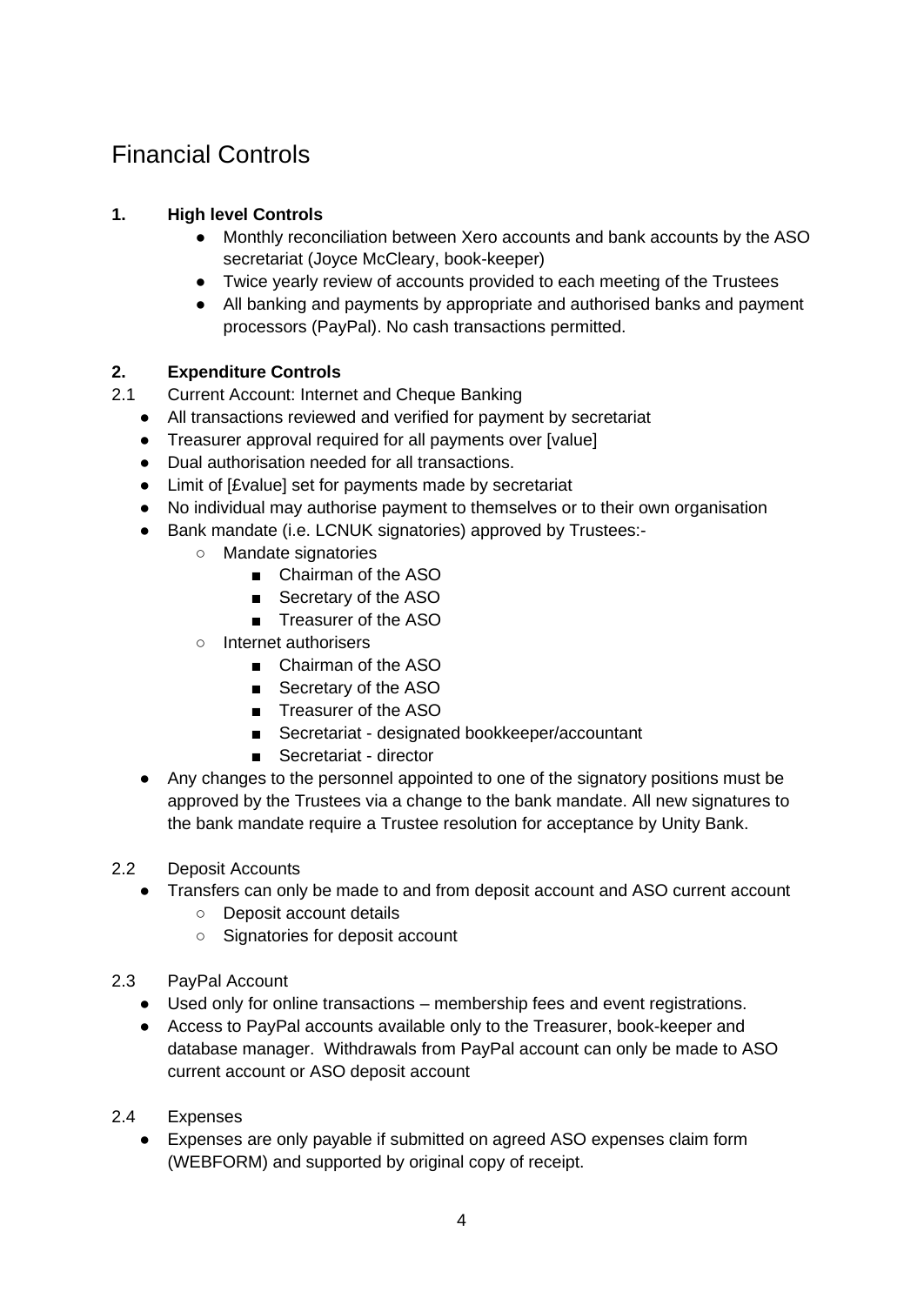# Financial Controls

**1. High level Controls**

- Monthly reconciliation between Xero accounts and bank accounts by the ASO secretariat (Joyce McCleary, book-keeper)
- Twice yearly review of accounts provided to each meeting of the Trustees
- All banking and payments by appropriate and authorised banks and payment processors (PayPal). No cash transactions permitted.

**2. Expenditure Controls**

2.1 Current Account: Internet and Cheque Banking

- All transactions reviewed and verified for payment by secretariat
- Treasurer approval required for all payments over [value]
- Dual authorisation needed for all transactions.
- Limit of [£value] set for payments made by secretariat
- No individual may authorise payment to themselves or to their own organisation
- Bank mandate (i.e. LCNUK signatories) approved by Trustees:-
  - Mandate signatories
    - Chairman of the ASO
    - Secretary of the ASO
    - Treasurer of the ASO
  - Internet authorisers
    - Chairman of the ASO
    - Secretary of the ASO
    - Treasurer of the ASO
    - Secretariat - designated bookkeeper/accountant
    - Secretariat - director
- Any changes to the personnel appointed to one of the signatory positions must be approved by the Trustees via a change to the bank mandate. All new signatures to the bank mandate require a Trustee resolution for acceptance by Unity Bank.

2.2 Deposit Accounts

- Transfers can only be made to and from deposit account and ASO current account
  - Deposit account details
  - Signatories for deposit account

2.3 PayPal Account

- Used only for online transactions – membership fees and event registrations.
- Access to PayPal accounts available only to the Treasurer, book-keeper and database manager. Withdrawals from PayPal account can only be made to ASO current account or ASO deposit account

2.4 Expenses

- Expenses are only payable if submitted on agreed ASO expenses claim form (WEBFORM) and supported by original copy of receipt.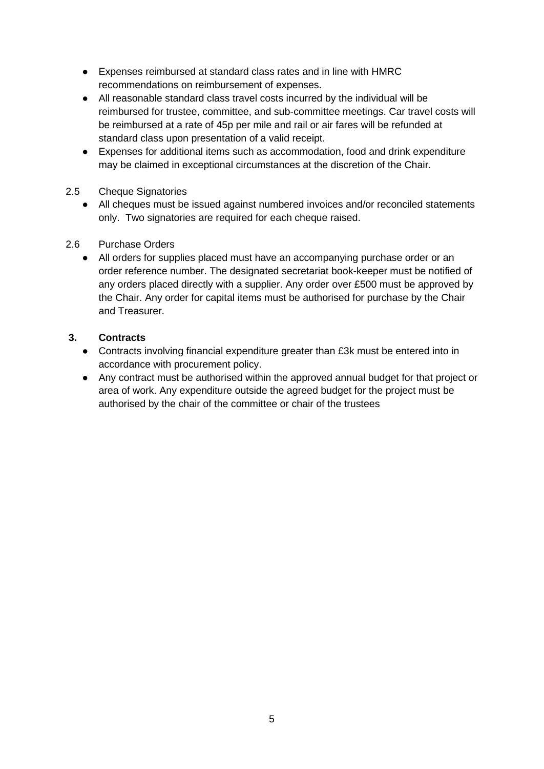- Expenses reimbursed at standard class rates and in line with HMRC recommendations on reimbursement of expenses.
- All reasonable standard class travel costs incurred by the individual will be reimbursed for trustee, committee, and sub-committee meetings. Car travel costs will be reimbursed at a rate of 45p per mile and rail or air fares will be refunded at standard class upon presentation of a valid receipt.
- Expenses for additional items such as accommodation, food and drink expenditure may be claimed in exceptional circumstances at the discretion of the Chair.

2.5 Cheque Signatories

- All cheques must be issued against numbered invoices and/or reconciled statements only. Two signatories are required for each cheque raised.

2.6 Purchase Orders

- All orders for supplies placed must have an accompanying purchase order or an order reference number. The designated secretariat book-keeper must be notified of any orders placed directly with a supplier. Any order over £500 must be approved by the Chair. Any order for capital items must be authorised for purchase by the Chair and Treasurer.

## 3. Contracts

- Contracts involving financial expenditure greater than £3k must be entered into in accordance with procurement policy.
- Any contract must be authorised within the approved annual budget for that project or area of work. Any expenditure outside the agreed budget for the project must be authorised by the chair of the committee or chair of the trustees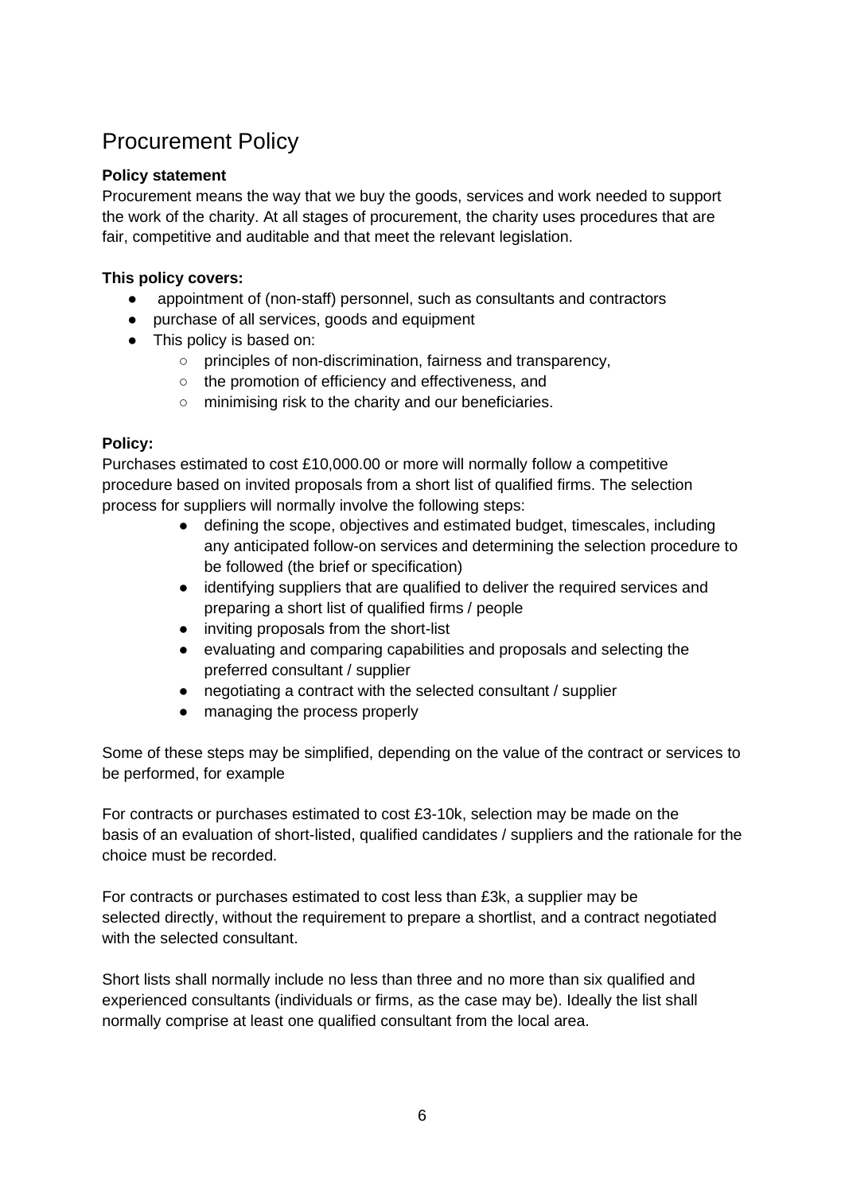# Procurement Policy

**Policy statement**

Procurement means the way that we buy the goods, services and work needed to support the work of the charity. At all stages of procurement, the charity uses procedures that are fair, competitive and auditable and that meet the relevant legislation.

**This policy covers:**

- appointment of (non-staff) personnel, such as consultants and contractors
- purchase of all services, goods and equipment
- This policy is based on:
  - principles of non-discrimination, fairness and transparency,
  - the promotion of efficiency and effectiveness, and
  - minimising risk to the charity and our beneficiaries.

**Policy:**

Purchases estimated to cost £10,000.00 or more will normally follow a competitive procedure based on invited proposals from a short list of qualified firms. The selection process for suppliers will normally involve the following steps:

- defining the scope, objectives and estimated budget, timescales, including any anticipated follow-on services and determining the selection procedure to be followed (the brief or specification)
- identifying suppliers that are qualified to deliver the required services and preparing a short list of qualified firms / people
- inviting proposals from the short-list
- evaluating and comparing capabilities and proposals and selecting the preferred consultant / supplier
- negotiating a contract with the selected consultant / supplier
- managing the process properly

Some of these steps may be simplified, depending on the value of the contract or services to be performed, for example

For contracts or purchases estimated to cost £3-10k, selection may be made on the basis of an evaluation of short-listed, qualified candidates / suppliers and the rationale for the choice must be recorded.

For contracts or purchases estimated to cost less than £3k, a supplier may be selected directly, without the requirement to prepare a shortlist, and a contract negotiated with the selected consultant.

Short lists shall normally include no less than three and no more than six qualified and experienced consultants (individuals or firms, as the case may be). Ideally the list shall normally comprise at least one qualified consultant from the local area.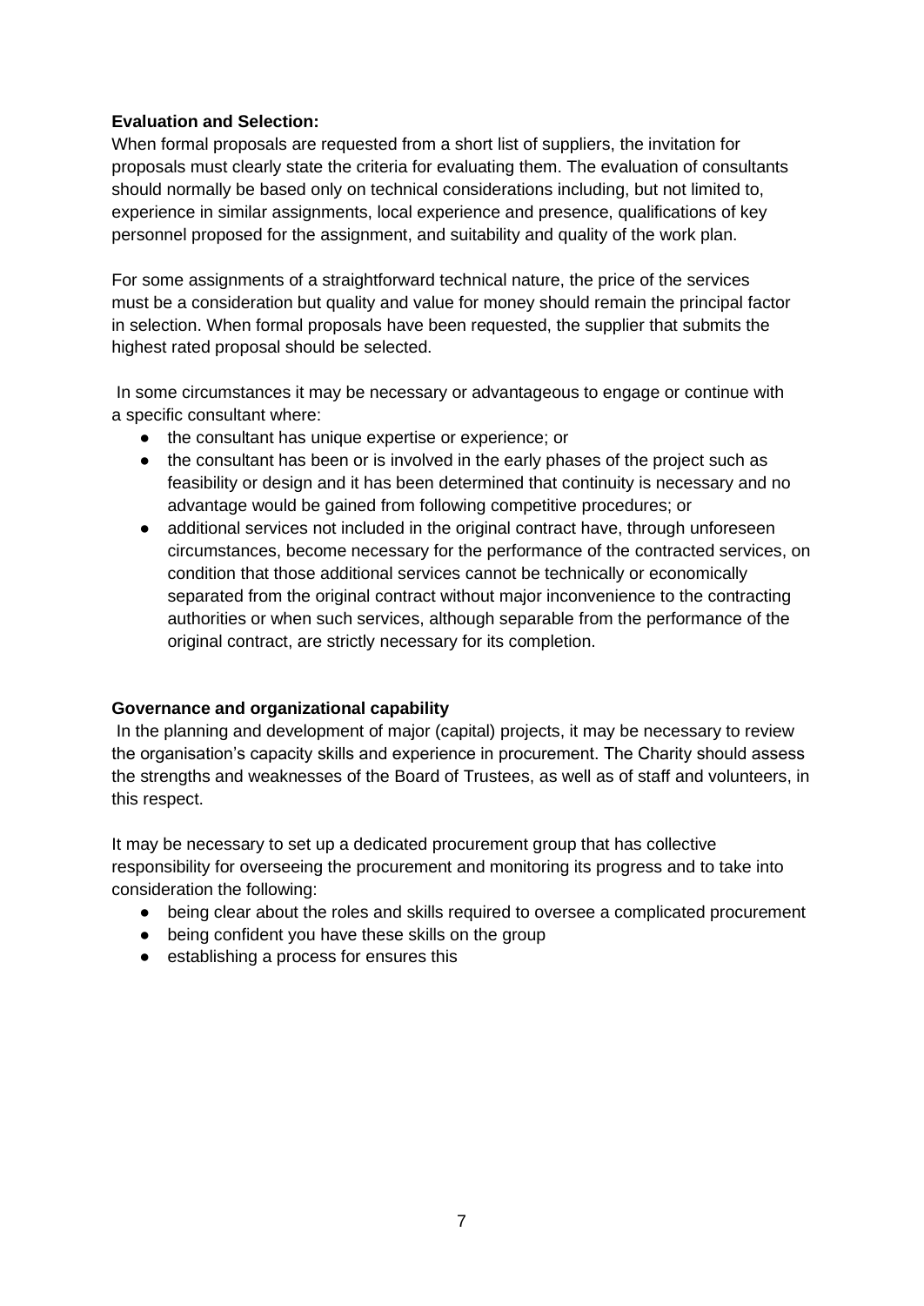**Evaluation and Selection:**

When formal proposals are requested from a short list of suppliers, the invitation for proposals must clearly state the criteria for evaluating them. The evaluation of consultants should normally be based only on technical considerations including, but not limited to, experience in similar assignments, local experience and presence, qualifications of key personnel proposed for the assignment, and suitability and quality of the work plan.

For some assignments of a straightforward technical nature, the price of the services must be a consideration but quality and value for money should remain the principal factor in selection. When formal proposals have been requested, the supplier that submits the highest rated proposal should be selected.

In some circumstances it may be necessary or advantageous to engage or continue with a specific consultant where:

- the consultant has unique expertise or experience; or
- the consultant has been or is involved in the early phases of the project such as feasibility or design and it has been determined that continuity is necessary and no advantage would be gained from following competitive procedures; or
- additional services not included in the original contract have, through unforeseen circumstances, become necessary for the performance of the contracted services, on condition that those additional services cannot be technically or economically separated from the original contract without major inconvenience to the contracting authorities or when such services, although separable from the performance of the original contract, are strictly necessary for its completion.

**Governance and organizational capability**

In the planning and development of major (capital) projects, it may be necessary to review the organisation's capacity skills and experience in procurement. The Charity should assess the strengths and weaknesses of the Board of Trustees, as well as of staff and volunteers, in this respect.

It may be necessary to set up a dedicated procurement group that has collective responsibility for overseeing the procurement and monitoring its progress and to take into consideration the following:

- being clear about the roles and skills required to oversee a complicated procurement
- being confident you have these skills on the group
- establishing a process for ensures this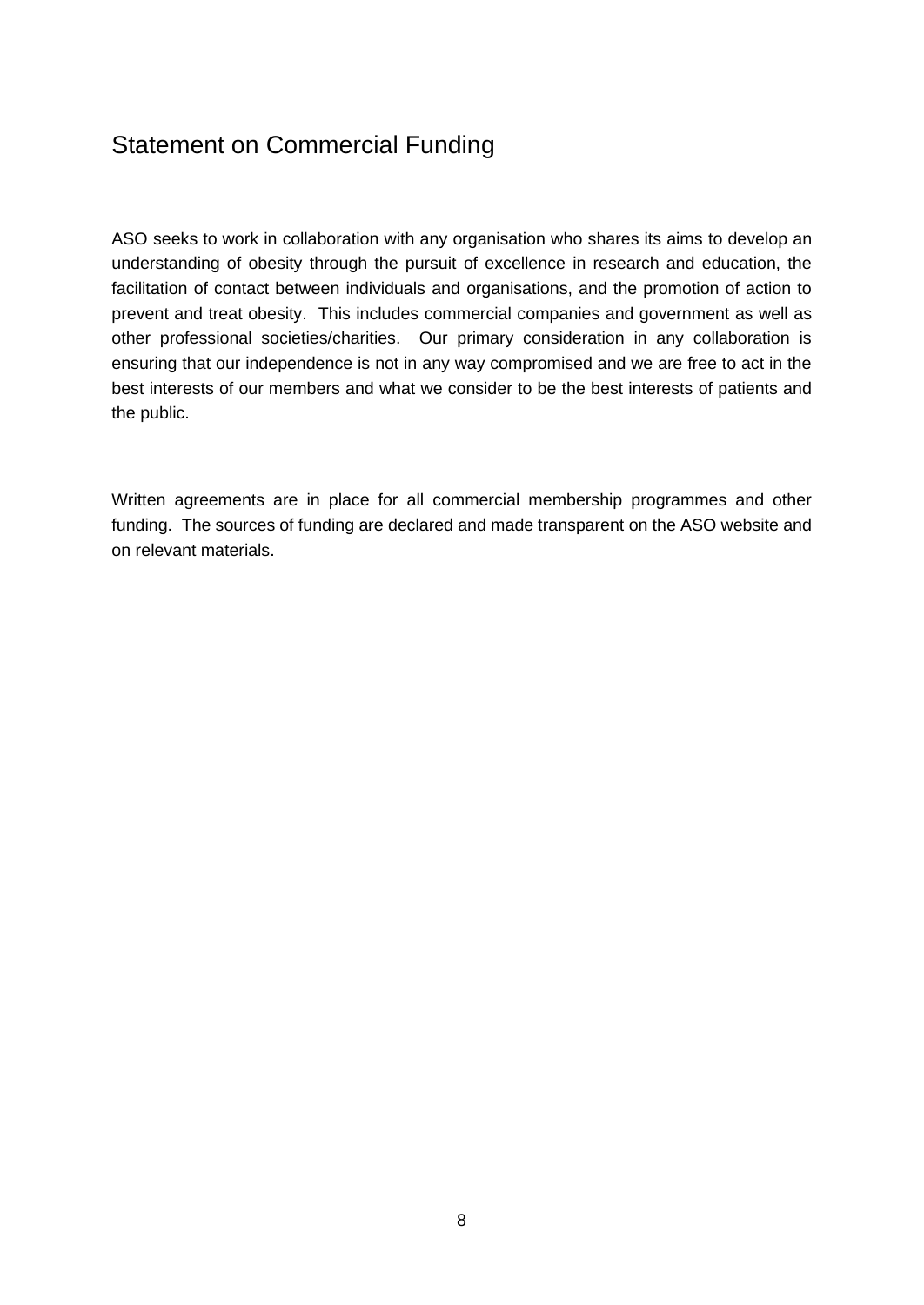# Statement on Commercial Funding

ASO seeks to work in collaboration with any organisation who shares its aims to develop an understanding of obesity through the pursuit of excellence in research and education, the facilitation of contact between individuals and organisations, and the promotion of action to prevent and treat obesity. This includes commercial companies and government as well as other professional societies/charities. Our primary consideration in any collaboration is ensuring that our independence is not in any way compromised and we are free to act in the best interests of our members and what we consider to be the best interests of patients and the public.

Written agreements are in place for all commercial membership programmes and other funding. The sources of funding are declared and made transparent on the ASO website and on relevant materials.